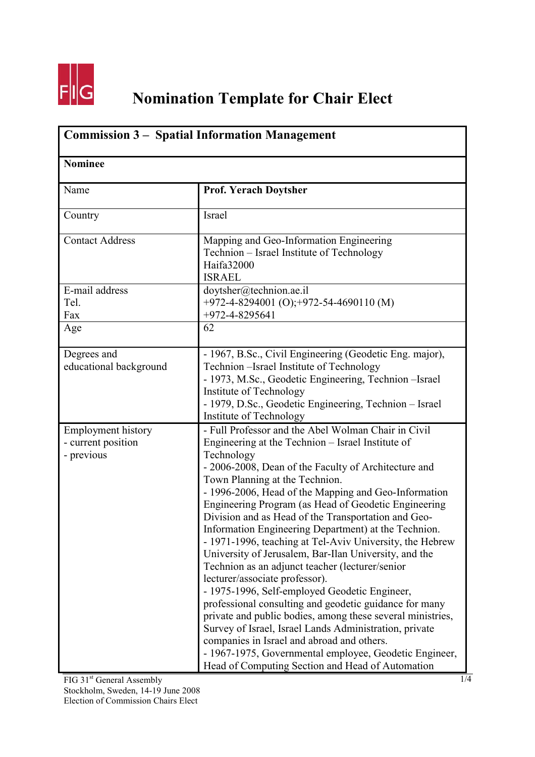# Nomination Template for Chair Elect

| **Commission 3 – Spatial Information Management** | |
|---|---|
| **Nominee** | |
| Name | **Prof. Yerach Doytsher** |
| Country | Israel |
| Contact Address | Mapping and Geo-Information Engineering<br>Technion – Israel Institute of Technology<br>Haifa32000<br>ISRAEL |
| E-mail address<br>Tel.<br>Fax | doytsher@technion.ae.il<br>+972-4-8294001 (O);+972-54-4690110 (M)<br>+972-4-8295641 |
| Age | 62 |
| Degrees and educational background | - 1967, B.Sc., Civil Engineering (Geodetic Eng. major), Technion –Israel Institute of Technology<br>- 1973, M.Sc., Geodetic Engineering, Technion –Israel Institute of Technology<br>- 1979, D.Sc., Geodetic Engineering, Technion – Israel Institute of Technology |
| Employment history<br>- current position<br>- previous | - Full Professor and the Abel Wolman Chair in Civil Engineering at the Technion – Israel Institute of Technology<br>- 2006-2008, Dean of the Faculty of Architecture and Town Planning at the Technion.<br>- 1996-2006, Head of the Mapping and Geo-Information Engineering Program (as Head of Geodetic Engineering Division and as Head of the Transportation and Geo-Information Engineering Department) at the Technion.<br>- 1971-1996, teaching at Tel-Aviv University, the Hebrew University of Jerusalem, Bar-Ilan University, and the Technion as an adjunct teacher (lecturer/senior lecturer/associate professor).<br>- 1975-1996, Self-employed Geodetic Engineer, professional consulting and geodetic guidance for many private and public bodies, among these several ministries, Survey of Israel, Israel Lands Administration, private companies in Israel and abroad and others.<br>- 1967-1975, Governmental employee, Geodetic Engineer, Head of Computing Section and Head of Automation |

FIG 31st General Assembly
Stockholm, Sweden, 14-19 June 2008
Election of Commission Chairs Elect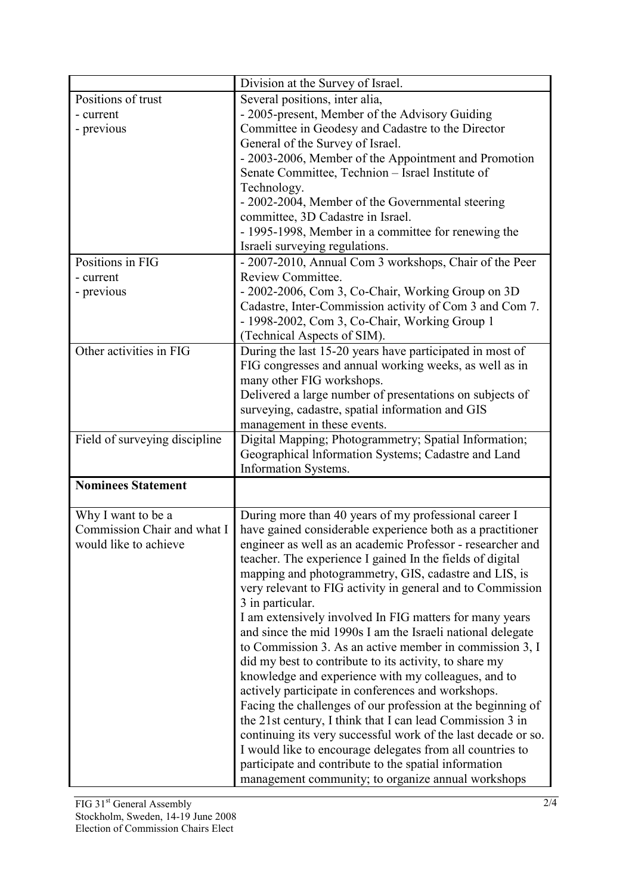| | |
|---|---|
| | Division at the Survey of Israel. |
| Positions of trust<br>- current<br>- previous | Several positions, inter alia,<br>- 2005-present, Member of the Advisory Guiding Committee in Geodesy and Cadastre to the Director General of the Survey of Israel.<br>- 2003-2006, Member of the Appointment and Promotion Senate Committee, Technion – Israel Institute of Technology.<br>- 2002-2004, Member of the Governmental steering committee, 3D Cadastre in Israel.<br>- 1995-1998, Member in a committee for renewing the Israeli surveying regulations. |
| Positions in FIG<br>- current<br>- previous | - 2007-2010, Annual Com 3 workshops, Chair of the Peer Review Committee.<br>- 2002-2006, Com 3, Co-Chair, Working Group on 3D Cadastre, Inter-Commission activity of Com 3 and Com 7.<br>- 1998-2002, Com 3, Co-Chair, Working Group 1 (Technical Aspects of SIM). |
| Other activities in FIG | During the last 15-20 years have participated in most of FIG congresses and annual working weeks, as well as in many other FIG workshops.<br>Delivered a large number of presentations on subjects of surveying, cadastre, spatial information and GIS management in these events. |
| Field of surveying discipline | Digital Mapping; Photogrammetry; Spatial Information; Geographical lnformation Systems; Cadastre and Land Information Systems. |
| **Nominees Statement** | |
| Why I want to be a Commission Chair and what I would like to achieve | During more than 40 years of my professional career I have gained considerable experience both as a practitioner engineer as well as an academic Professor - researcher and teacher. The experience I gained In the fields of digital mapping and photogrammetry, GIS, cadastre and LIS, is very relevant to FIG activity in general and to Commission 3 in particular.<br>I am extensively involved In FIG matters for many years and since the mid 1990s I am the Israeli national delegate to Commission 3. As an active member in commission 3, I did my best to contribute to its activity, to share my knowledge and experience with my colleagues, and to actively participate in conferences and workshops.<br>Facing the challenges of our profession at the beginning of the 21st century, I think that I can lead Commission 3 in continuing its very successful work of the last decade or so. I would like to encourage delegates from all countries to participate and contribute to the spatial information management community; to organize annual workshops |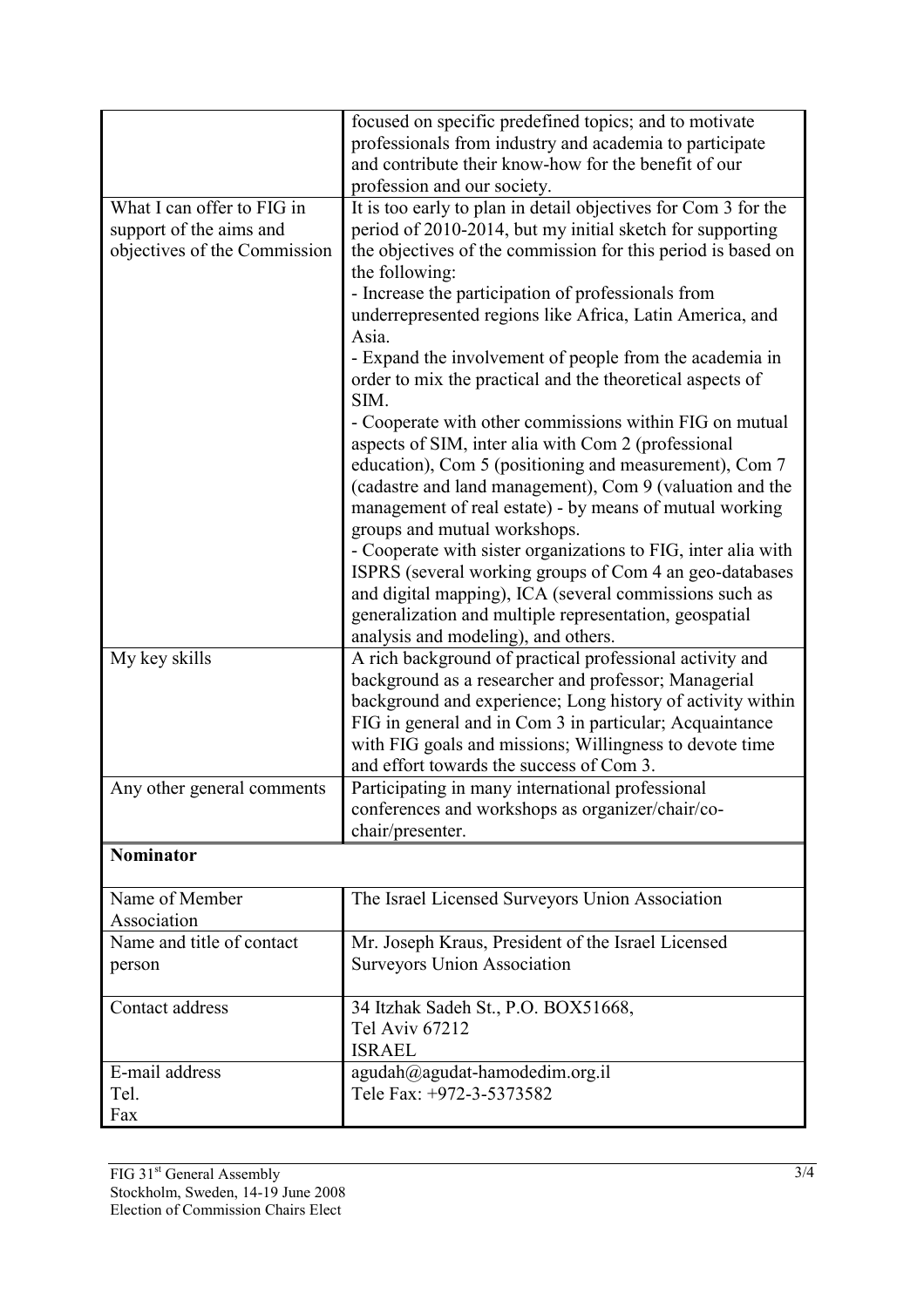| | |
|---|---|
| | focused on specific predefined topics; and to motivate professionals from industry and academia to participate and contribute their know-how for the benefit of our profession and our society. |
| What I can offer to FIG in support of the aims and objectives of the Commission | It is too early to plan in detail objectives for Com 3 for the period of 2010-2014, but my initial sketch for supporting the objectives of the commission for this period is based on the following:<br>- Increase the participation of professionals from underrepresented regions like Africa, Latin America, and Asia.<br>- Expand the involvement of people from the academia in order to mix the practical and the theoretical aspects of SIM.<br>- Cooperate with other commissions within FIG on mutual aspects of SIM, inter alia with Com 2 (professional education), Com 5 (positioning and measurement), Com 7 (cadastre and land management), Com 9 (valuation and the management of real estate) - by means of mutual working groups and mutual workshops.<br>- Cooperate with sister organizations to FIG, inter alia with ISPRS (several working groups of Com 4 an geo-databases and digital mapping), ICA (several commissions such as generalization and multiple representation, geospatial analysis and modeling), and others. |
| My key skills | A rich background of practical professional activity and background as a researcher and professor; Managerial background and experience; Long history of activity within FIG in general and in Com 3 in particular; Acquaintance with FIG goals and missions; Willingness to devote time and effort towards the success of Com 3. |
| Any other general comments | Participating in many international professional conferences and workshops as organizer/chair/co-chair/presenter. |
| **Nominator** | |
| Name of Member Association | The Israel Licensed Surveyors Union Association |
| Name and title of contact person | Mr. Joseph Kraus, President of the Israel Licensed Surveyors Union Association |
| Contact address | 34 Itzhak Sadeh St., P.O. BOX51668,<br>Tel Aviv 67212<br>ISRAEL |
| E-mail address<br>Tel.<br>Fax | agudah@agudat-hamodedim.org.il<br>Tele Fax: +972-3-5373582 |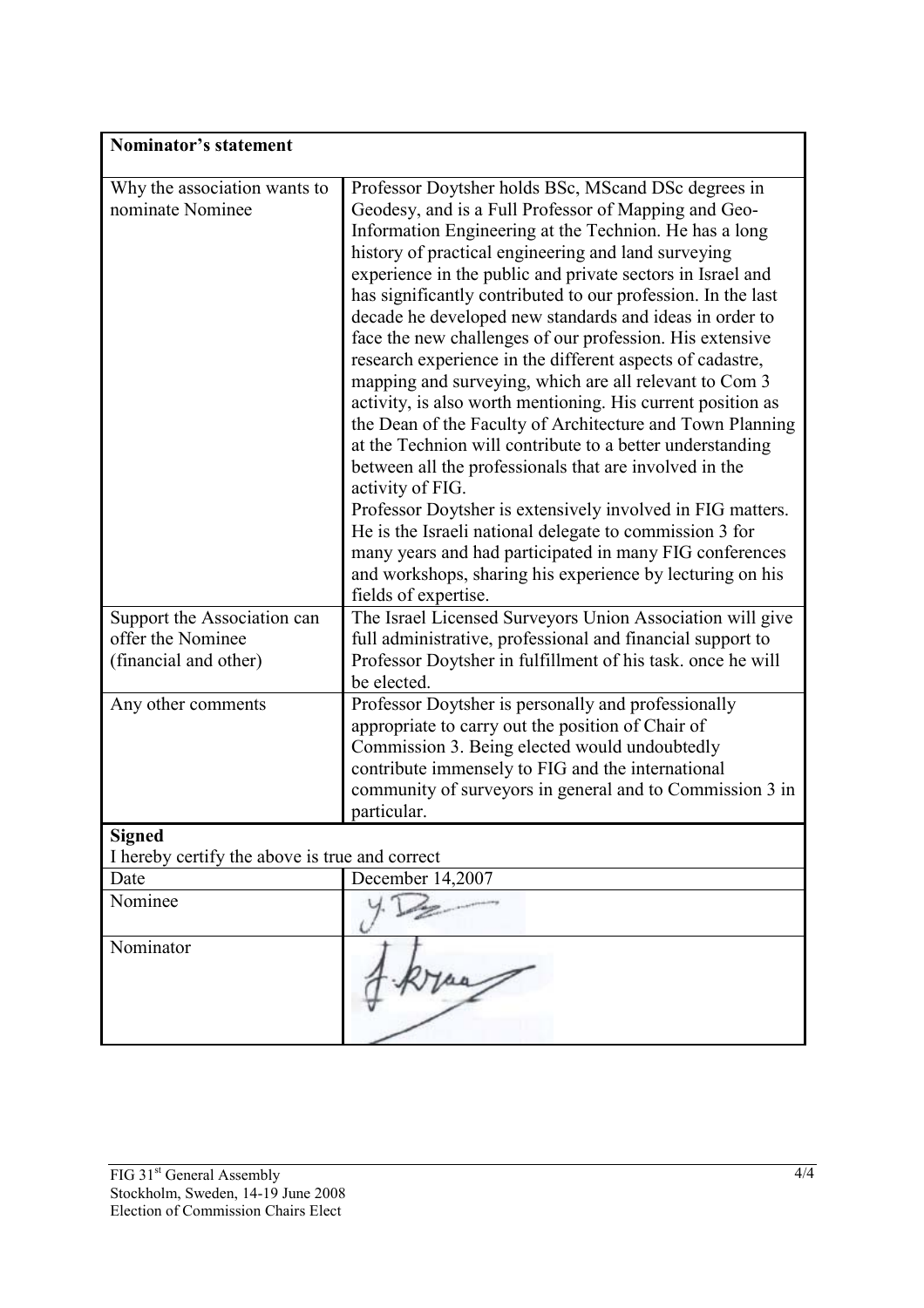| **Nominator's statement** | |
|---|---|
| Why the association wants to nominate Nominee | Professor Doytsher holds BSc, MScand DSc degrees in Geodesy, and is a Full Professor of Mapping and Geo-Information Engineering at the Technion. He has a long history of practical engineering and land surveying experience in the public and private sectors in Israel and has significantly contributed to our profession. In the last decade he developed new standards and ideas in order to face the new challenges of our profession. His extensive research experience in the different aspects of cadastre, mapping and surveying, which are all relevant to Com 3 activity, is also worth mentioning. His current position as the Dean of the Faculty of Architecture and Town Planning at the Technion will contribute to a better understanding between all the professionals that are involved in the activity of FIG.<br>Professor Doytsher is extensively involved in FIG matters. He is the Israeli national delegate to commission 3 for many years and had participated in many FIG conferences and workshops, sharing his experience by lecturing on his fields of expertise. |
| Support the Association can offer the Nominee (financial and other) | The Israel Licensed Surveyors Union Association will give full administrative, professional and financial support to Professor Doytsher in fulfillment of his task. once he will be elected. |
| Any other comments | Professor Doytsher is personally and professionally appropriate to carry out the position of Chair of Commission 3. Being elected would undoubtedly contribute immensely to FIG and the international community of surveyors in general and to Commission 3 in particular. |
| **Signed**<br>I hereby certify the above is true and correct | |
| Date | December 14,2007 |
| Nominee | |
| Nominator | |

FIG 31[st] General Assembly
Stockholm, Sweden, 14-19 June 2008
Election of Commission Chairs Elect